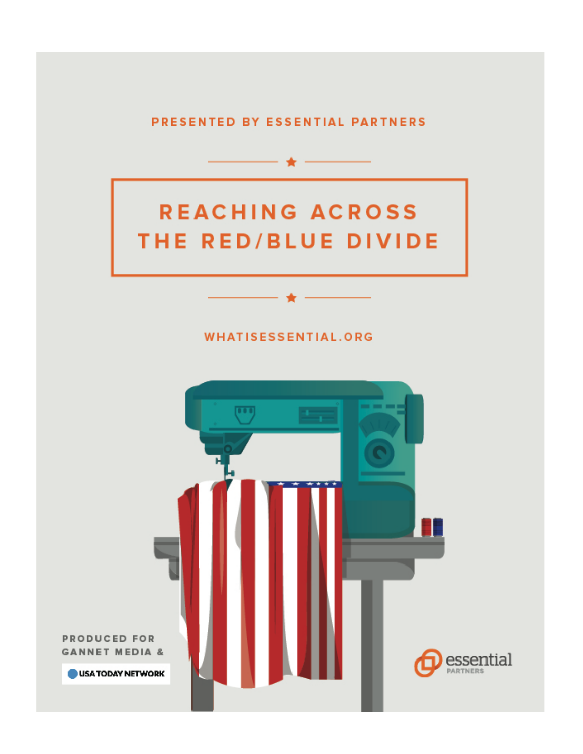PRESENTED BY ESSENTIAL PARTNERS

# REACHING ACROSS THE RED/BLUE DIVIDE

WHATISESSENTIAL.ORG

PRODUCED FOR GANNET MEDIA &

USA TODAY NETWORK

essential PARTNERS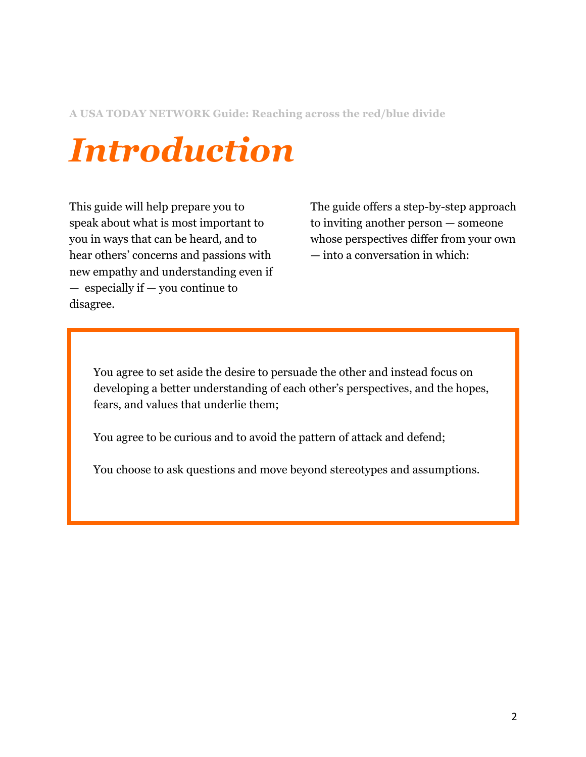# Introduction

This guide will help prepare you to speak about what is most important to you in ways that can be heard, and to hear others' concerns and passions with new empathy and understanding even if — especially if — you continue to disagree.

The guide offers a step-by-step approach to inviting another person — someone whose perspectives differ from your own — into a conversation in which:

> You agree to set aside the desire to persuade the other and instead focus on developing a better understanding of each other's perspectives, and the hopes, fears, and values that underlie them;
>
> You agree to be curious and to avoid the pattern of attack and defend;
>
> You choose to ask questions and move beyond stereotypes and assumptions.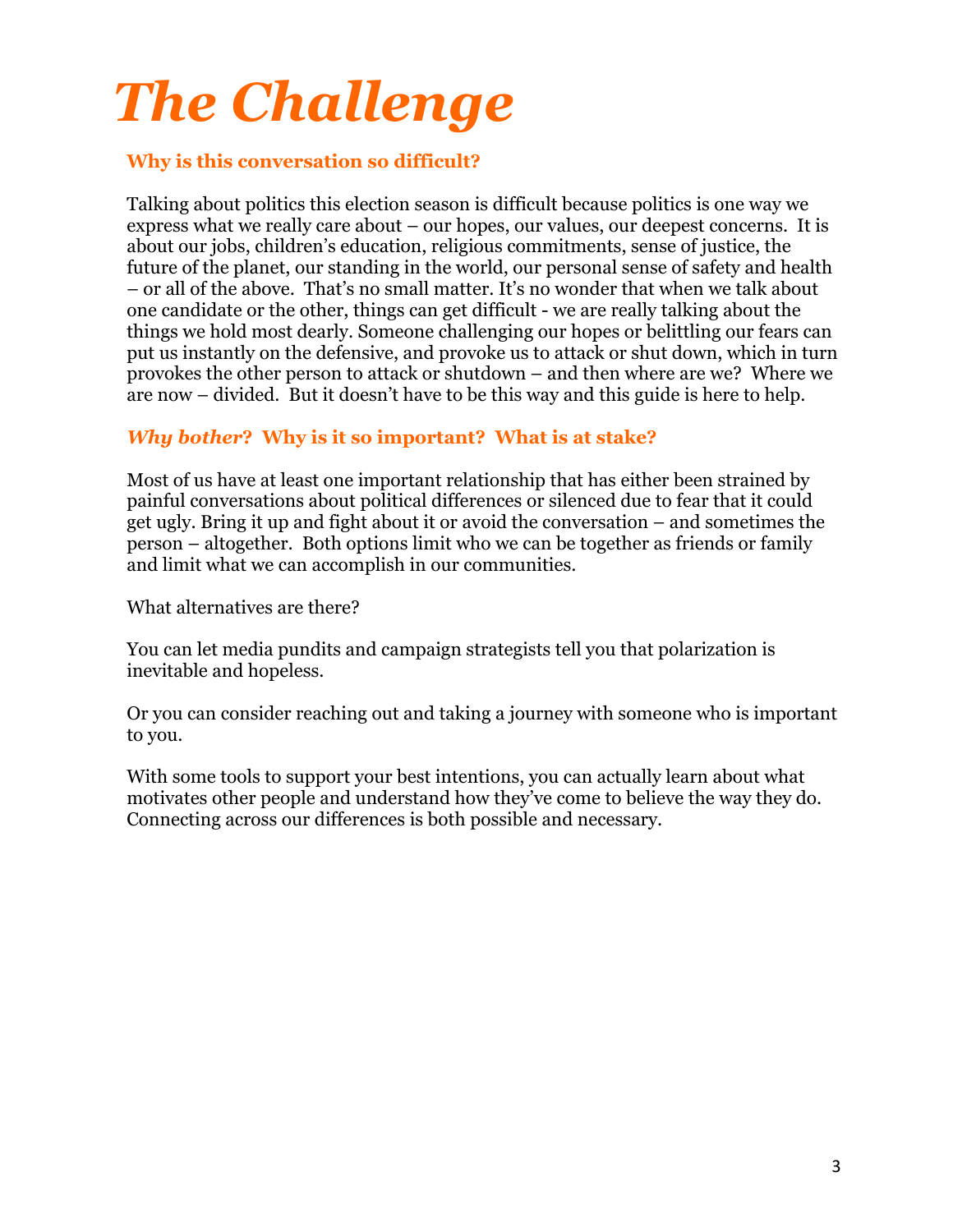# *The Challenge*

### Why is this conversation so difficult?

Talking about politics this election season is difficult because politics is one way we express what we really care about – our hopes, our values, our deepest concerns. It is about our jobs, children's education, religious commitments, sense of justice, the future of the planet, our standing in the world, our personal sense of safety and health – or all of the above. That's no small matter. It's no wonder that when we talk about one candidate or the other, things can get difficult - we are really talking about the things we hold most dearly. Someone challenging our hopes or belittling our fears can put us instantly on the defensive, and provoke us to attack or shut down, which in turn provokes the other person to attack or shutdown – and then where are we? Where we are now – divided. But it doesn't have to be this way and this guide is here to help.

### *Why bother*? Why is it so important? What is at stake?

Most of us have at least one important relationship that has either been strained by painful conversations about political differences or silenced due to fear that it could get ugly. Bring it up and fight about it or avoid the conversation – and sometimes the person – altogether. Both options limit who we can be together as friends or family and limit what we can accomplish in our communities.

What alternatives are there?

You can let media pundits and campaign strategists tell you that polarization is inevitable and hopeless.

Or you can consider reaching out and taking a journey with someone who is important to you.

With some tools to support your best intentions, you can actually learn about what motivates other people and understand how they've come to believe the way they do. Connecting across our differences is both possible and necessary.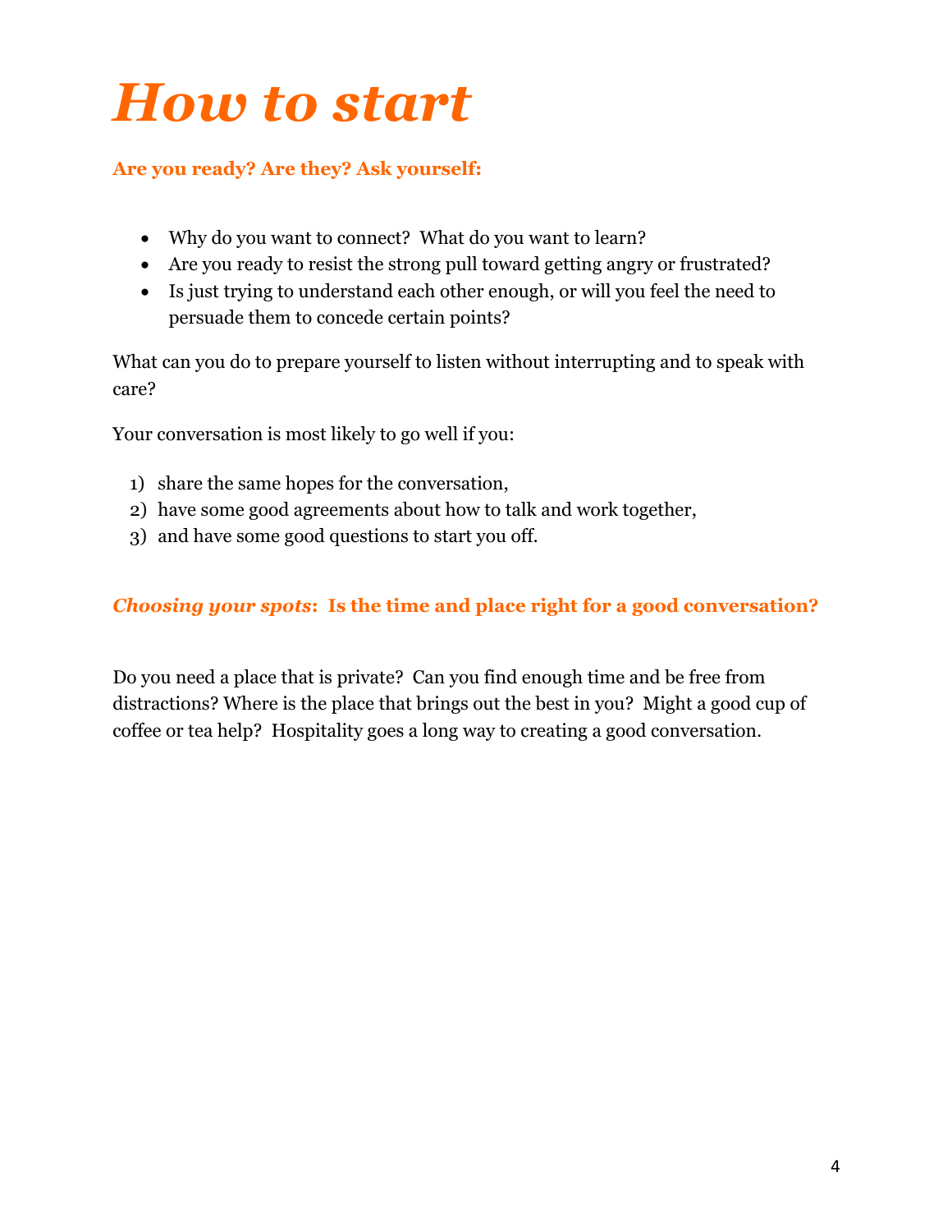# *How to start*

**Are you ready? Are they? Ask yourself:**

- Why do you want to connect? What do you want to learn?
- Are you ready to resist the strong pull toward getting angry or frustrated?
- Is just trying to understand each other enough, or will you feel the need to persuade them to concede certain points?

What can you do to prepare yourself to listen without interrupting and to speak with care?

Your conversation is most likely to go well if you:

1) share the same hopes for the conversation,
2) have some good agreements about how to talk and work together,
3) and have some good questions to start you off.

***Choosing your spots*: Is the time and place right for a good conversation?**

Do you need a place that is private? Can you find enough time and be free from distractions? Where is the place that brings out the best in you? Might a good cup of coffee or tea help? Hospitality goes a long way to creating a good conversation.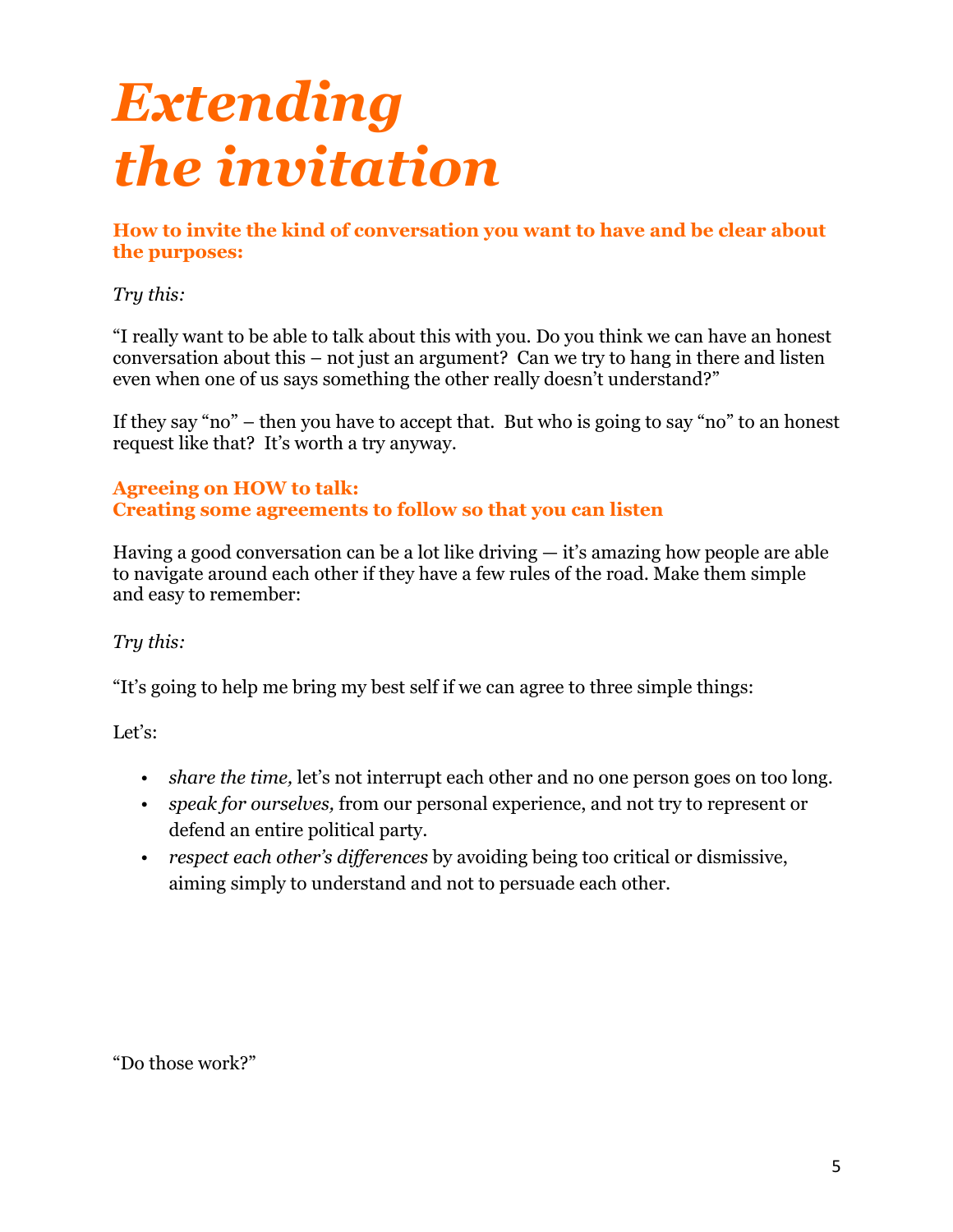# *Extending the invitation*

### How to invite the kind of conversation you want to have and be clear about the purposes:

*Try this:*

"I really want to be able to talk about this with you. Do you think we can have an honest conversation about this – not just an argument? Can we try to hang in there and listen even when one of us says something the other really doesn't understand?"

If they say "no" – then you have to accept that. But who is going to say "no" to an honest request like that? It's worth a try anyway.

### Agreeing on HOW to talk:
### Creating some agreements to follow so that you can listen

Having a good conversation can be a lot like driving — it's amazing how people are able to navigate around each other if they have a few rules of the road. Make them simple and easy to remember:

*Try this:*

"It's going to help me bring my best self if we can agree to three simple things:

Let's:

- *share the time,* let's not interrupt each other and no one person goes on too long.
- *speak for ourselves,* from our personal experience, and not try to represent or defend an entire political party.
- *respect each other's differences* by avoiding being too critical or dismissive, aiming simply to understand and not to persuade each other.

"Do those work?"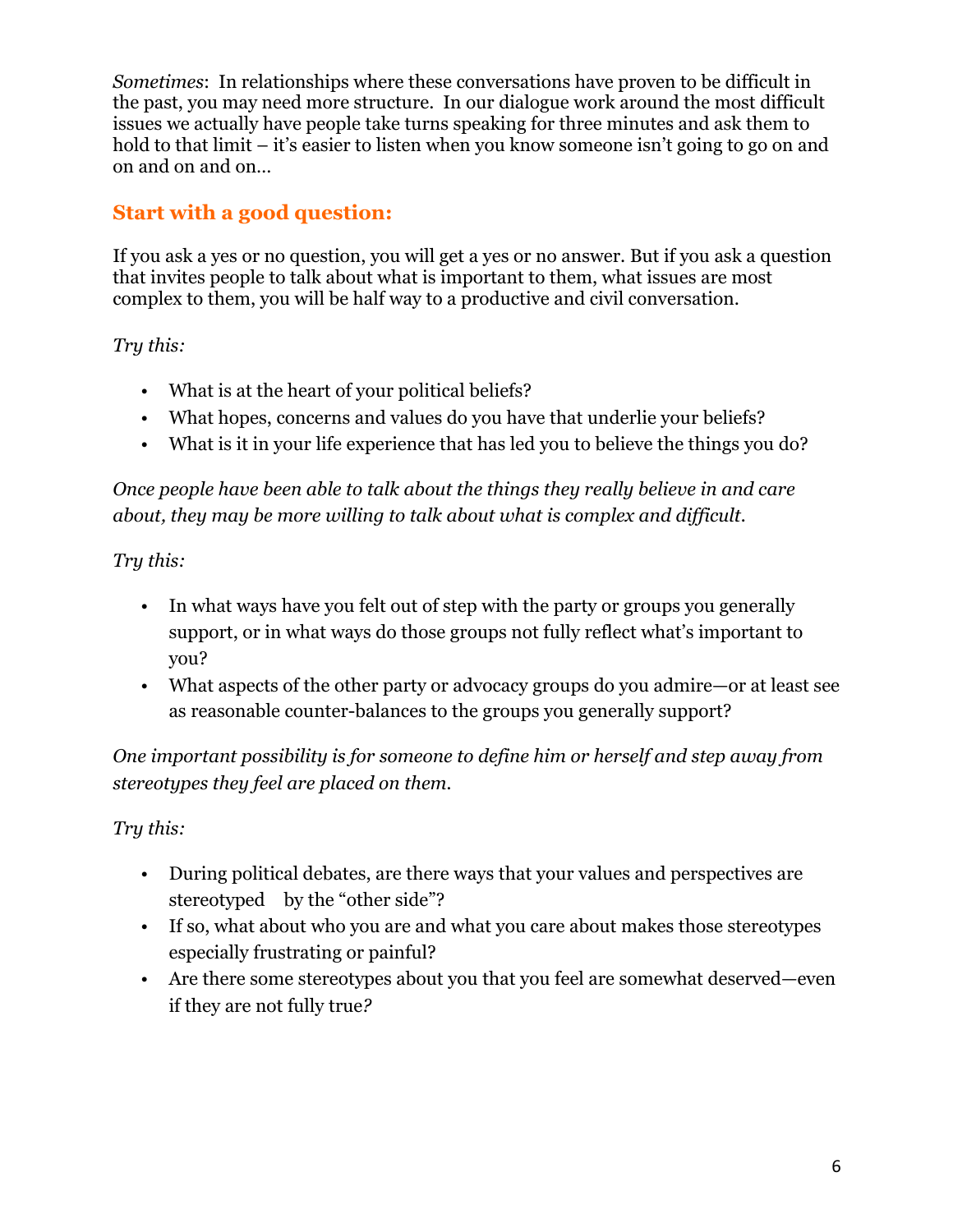*Sometimes*: In relationships where these conversations have proven to be difficult in the past, you may need more structure. In our dialogue work around the most difficult issues we actually have people take turns speaking for three minutes and ask them to hold to that limit – it's easier to listen when you know someone isn't going to go on and on and on and on…

## Start with a good question:

If you ask a yes or no question, you will get a yes or no answer. But if you ask a question that invites people to talk about what is important to them, what issues are most complex to them, you will be half way to a productive and civil conversation.

*Try this:*

- What is at the heart of your political beliefs?
- What hopes, concerns and values do you have that underlie your beliefs?
- What is it in your life experience that has led you to believe the things you do?

*Once people have been able to talk about the things they really believe in and care about, they may be more willing to talk about what is complex and difficult.*

*Try this:*

- In what ways have you felt out of step with the party or groups you generally support, or in what ways do those groups not fully reflect what's important to you?
- What aspects of the other party or advocacy groups do you admire—or at least see as reasonable counter-balances to the groups you generally support?

*One important possibility is for someone to define him or herself and step away from stereotypes they feel are placed on them.*

*Try this:*

- During political debates, are there ways that your values and perspectives are stereotyped by the "other side"?
- If so, what about who you are and what you care about makes those stereotypes especially frustrating or painful?
- Are there some stereotypes about you that you feel are somewhat deserved—even if they are not fully true?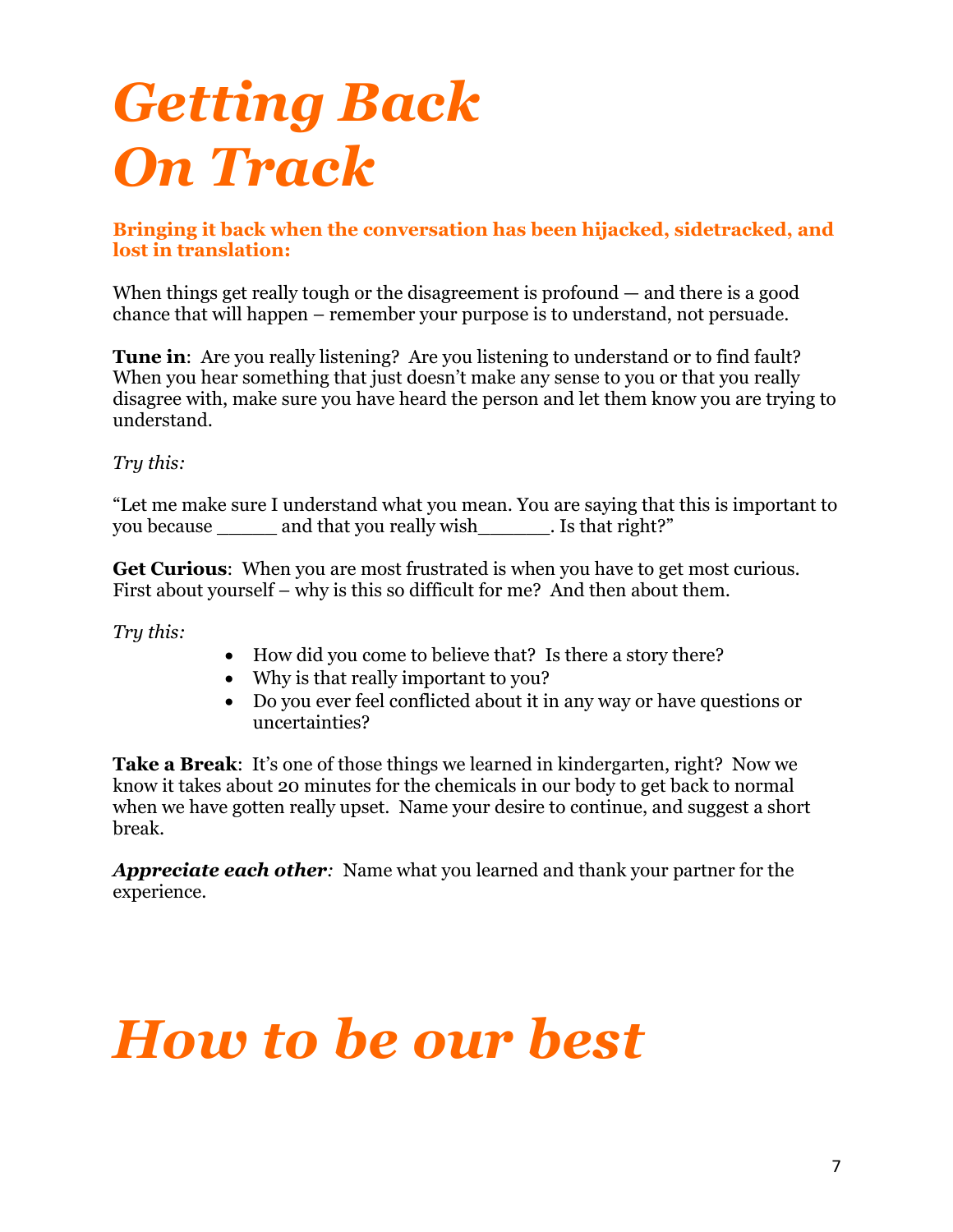# *Getting Back On Track*

**Bringing it back when the conversation has been hijacked, sidetracked, and lost in translation:**

When things get really tough or the disagreement is profound — and there is a good chance that will happen – remember your purpose is to understand, not persuade.

**Tune in**: Are you really listening? Are you listening to understand or to find fault? When you hear something that just doesn't make any sense to you or that you really disagree with, make sure you have heard the person and let them know you are trying to understand.

*Try this:*

"Let me make sure I understand what you mean. You are saying that this is important to you because _____ and that you really wish______. Is that right?"

**Get Curious**: When you are most frustrated is when you have to get most curious. First about yourself – why is this so difficult for me? And then about them.

*Try this:*

- How did you come to believe that? Is there a story there?
- Why is that really important to you?
- Do you ever feel conflicted about it in any way or have questions or uncertainties?

**Take a Break**: It's one of those things we learned in kindergarten, right? Now we know it takes about 20 minutes for the chemicals in our body to get back to normal when we have gotten really upset. Name your desire to continue, and suggest a short break.

***Appreciate each other****:* Name what you learned and thank your partner for the experience.

# *How to be our best*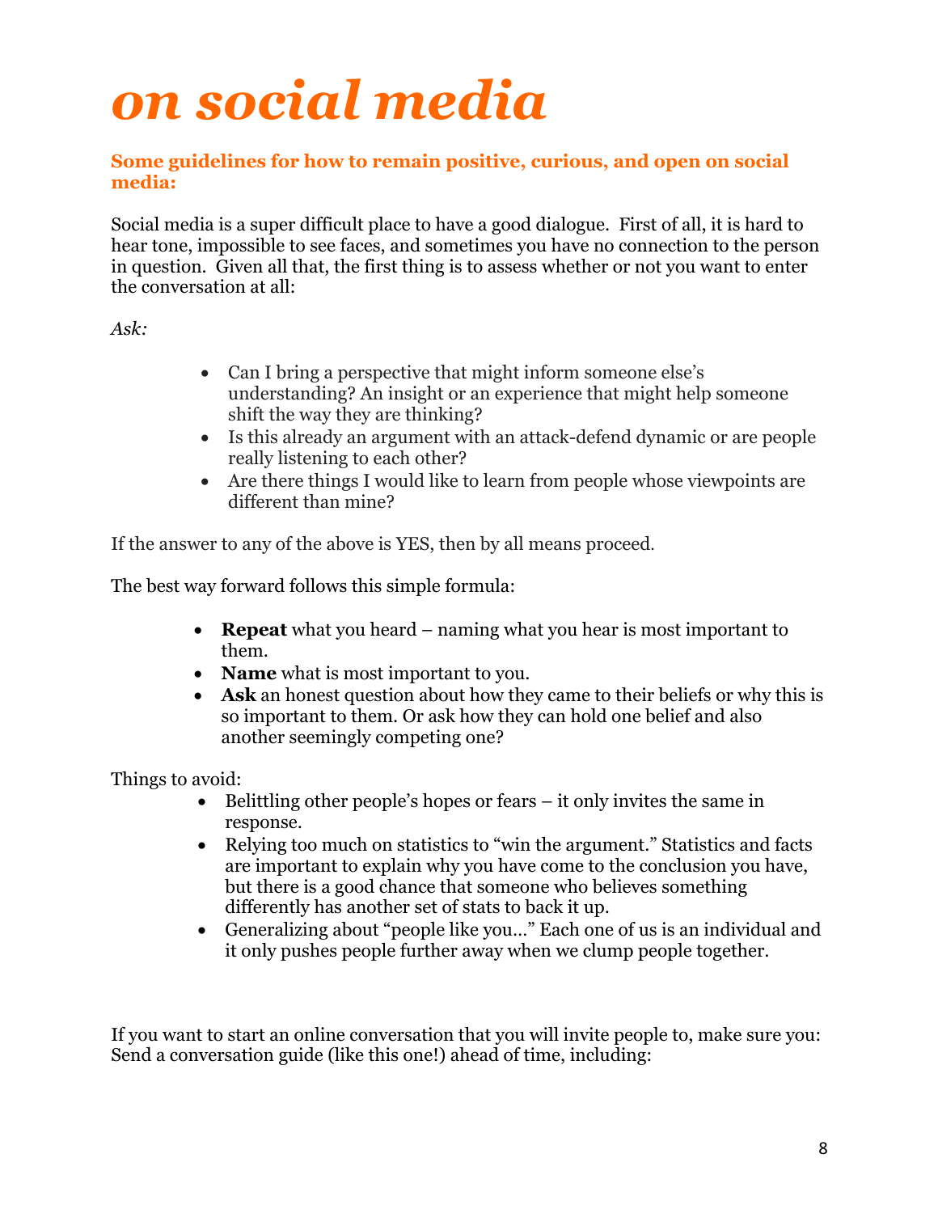# *on social media*

**Some guidelines for how to remain positive, curious, and open on social media:**

Social media is a super difficult place to have a good dialogue. First of all, it is hard to hear tone, impossible to see faces, and sometimes you have no connection to the person in question. Given all that, the first thing is to assess whether or not you want to enter the conversation at all:

*Ask:*

- Can I bring a perspective that might inform someone else's understanding? An insight or an experience that might help someone shift the way they are thinking?
- Is this already an argument with an attack-defend dynamic or are people really listening to each other?
- Are there things I would like to learn from people whose viewpoints are different than mine?

If the answer to any of the above is YES, then by all means proceed.

The best way forward follows this simple formula:

- **Repeat** what you heard – naming what you hear is most important to them.
- **Name** what is most important to you.
- **Ask** an honest question about how they came to their beliefs or why this is so important to them. Or ask how they can hold one belief and also another seemingly competing one?

Things to avoid:

- Belittling other people's hopes or fears – it only invites the same in response.
- Relying too much on statistics to "win the argument." Statistics and facts are important to explain why you have come to the conclusion you have, but there is a good chance that someone who believes something differently has another set of stats to back it up.
- Generalizing about "people like you…" Each one of us is an individual and it only pushes people further away when we clump people together.

If you want to start an online conversation that you will invite people to, make sure you: Send a conversation guide (like this one!) ahead of time, including: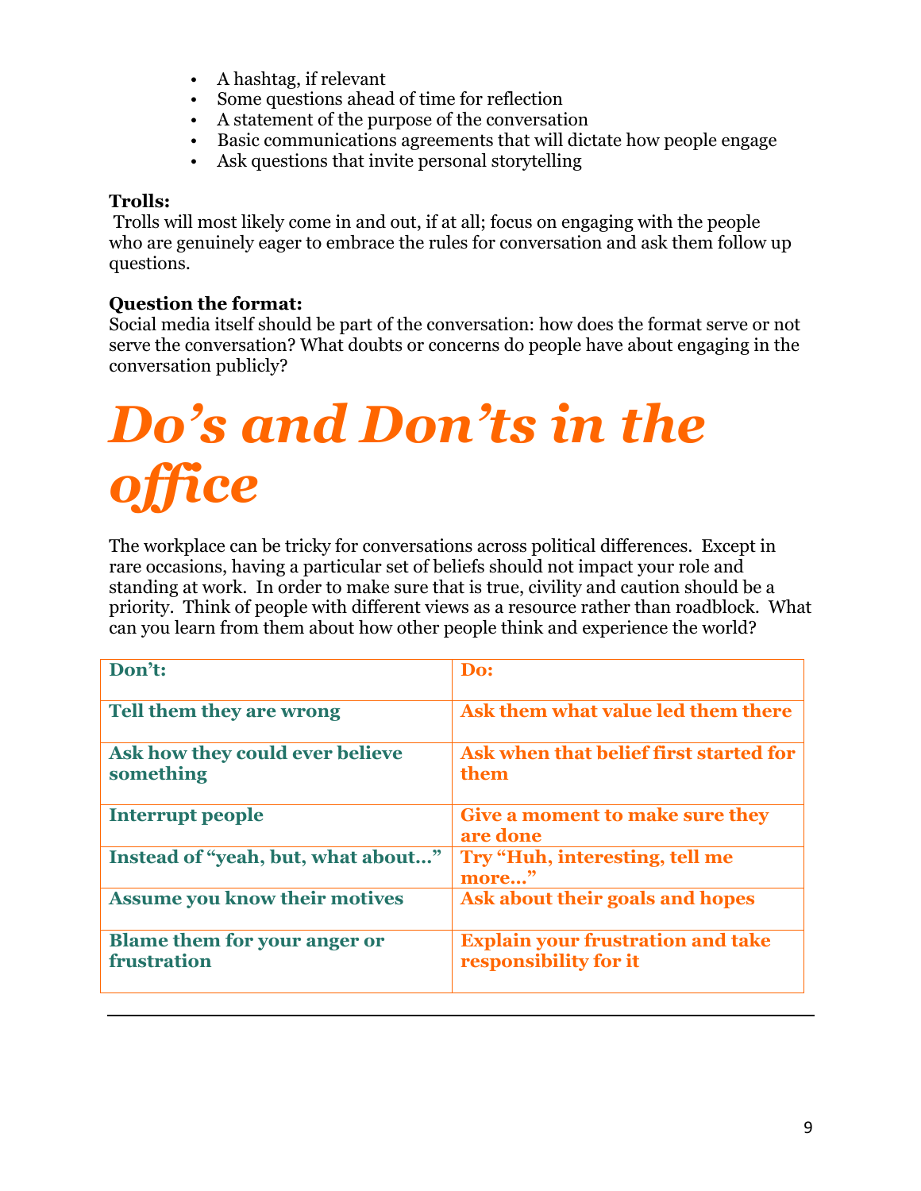- A hashtag, if relevant
- Some questions ahead of time for reflection
- A statement of the purpose of the conversation
- Basic communications agreements that will dictate how people engage
- Ask questions that invite personal storytelling

**Trolls:**
Trolls will most likely come in and out, if at all; focus on engaging with the people who are genuinely eager to embrace the rules for conversation and ask them follow up questions.

**Question the format:**
Social media itself should be part of the conversation: how does the format serve or not serve the conversation? What doubts or concerns do people have about engaging in the conversation publicly?

# *Do's and Don'ts in the office*

The workplace can be tricky for conversations across political differences. Except in rare occasions, having a particular set of beliefs should not impact your role and standing at work. In order to make sure that is true, civility and caution should be a priority. Think of people with different views as a resource rather than roadblock. What can you learn from them about how other people think and experience the world?

| **Don't:** | **Do:** |
|---|---|
| **Tell them they are wrong** | **Ask them what value led them there** |
| **Ask how they could ever believe something** | **Ask when that belief first started for them** |
| **Interrupt people** | **Give a moment to make sure they are done** |
| **Instead of "yeah, but, what about…"** | **Try "Huh, interesting, tell me more…"** |
| **Assume you know their motives** | **Ask about their goals and hopes** |
| **Blame them for your anger or frustration** | **Explain your frustration and take responsibility for it** |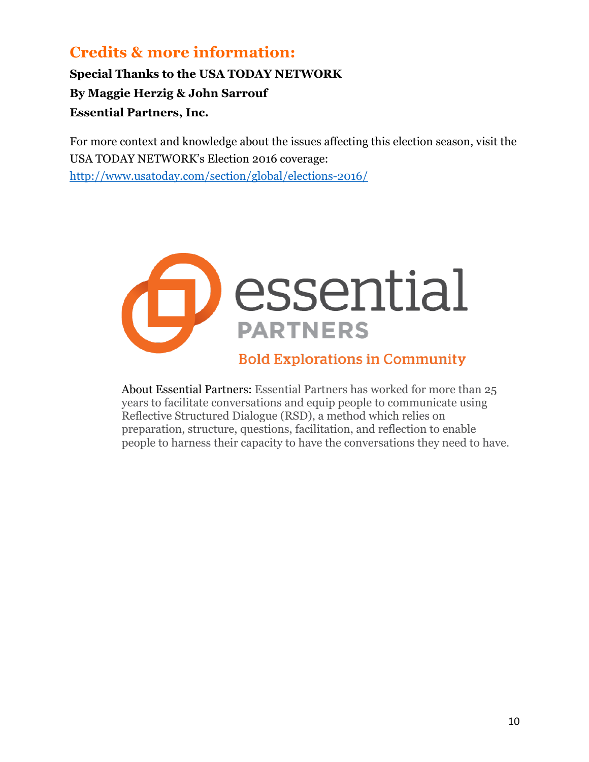## Credits & more information:

**Special Thanks to the USA TODAY NETWORK**

**By Maggie Herzig & John Sarrouf**

**Essential Partners, Inc.**

For more context and knowledge about the issues affecting this election season, visit the USA TODAY NETWORK's Election 2016 coverage: http://www.usatoday.com/section/global/elections-2016/

essential
PARTNERS
Bold Explorations in Community

About Essential Partners: Essential Partners has worked for more than 25 years to facilitate conversations and equip people to communicate using Reflective Structured Dialogue (RSD), a method which relies on preparation, structure, questions, facilitation, and reflection to enable people to harness their capacity to have the conversations they need to have.